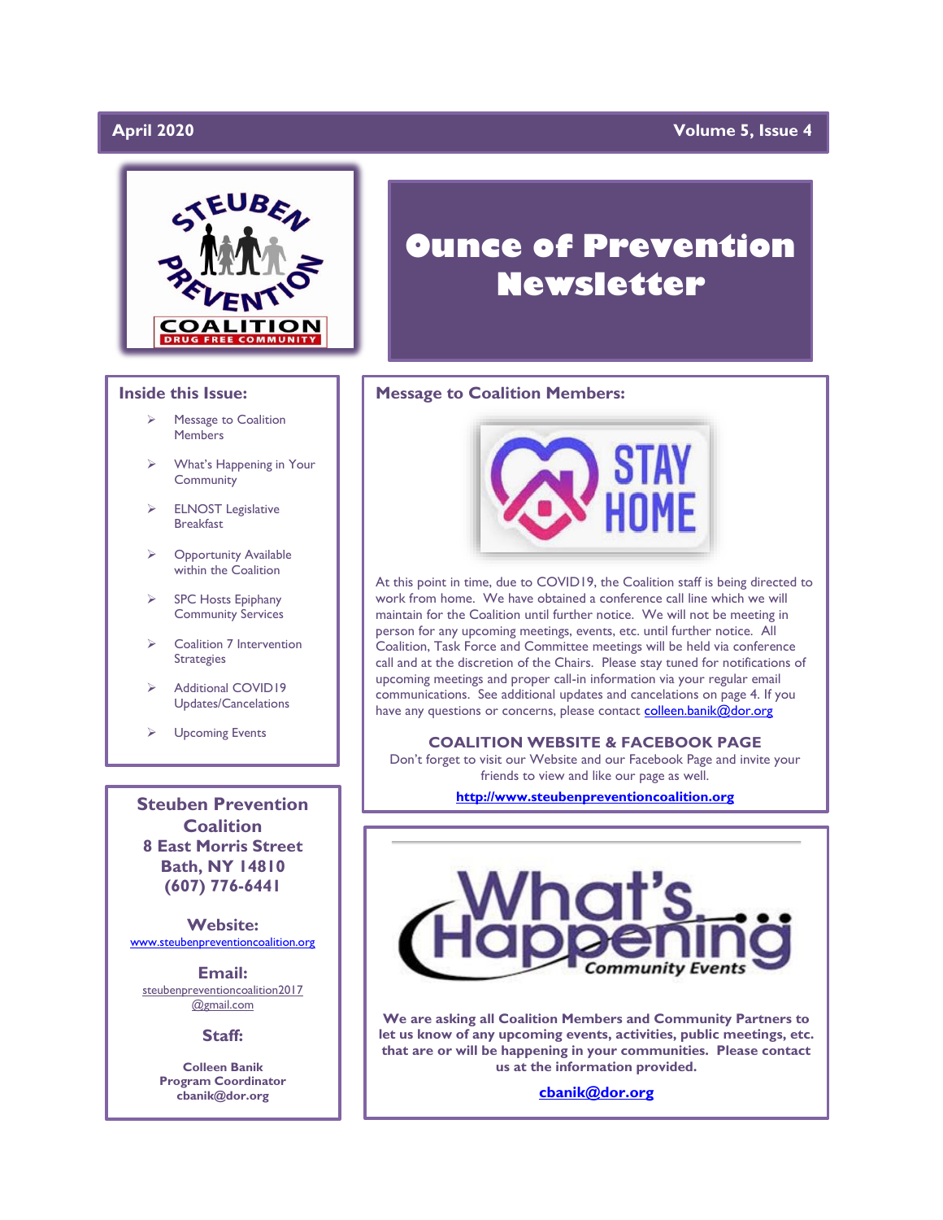# Ounce of Prevention Newsletter

**April 2020** — **Volume 5, Issue 4**

## Inside this Issue:

- Message to Coalition Members
- What's Happening in Your Community
- ELNOST Legislative Breakfast
- Opportunity Available within the Coalition
- SPC Hosts Epiphany Community Services
- Coalition 7 Intervention Strategies
- Additional COVID19 Updates/Cancellations
- Upcoming Events

## Message to Coalition Members:

At this point in time, due to COVID19, the Coalition staff is being directed to work from home. We have obtained a conference call line which we will maintain for the Coalition until further notice. We will not be meeting in person for any upcoming meetings, events, etc. until further notice. All Coalition, Task Force and Committee meetings will be held via conference call and at the discretion of the Chairs. Please stay tuned for notifications of upcoming meetings and proper call-in information via your regular email communications. See additional updates and cancellations on page 4. If you have any questions or concerns, please contact colleen.banik@dor.org

**COALITION WEBSITE & FACEBOOK PAGE**

Don't forget to visit our Website and our Facebook Page and invite your friends to view and like our page as well.

**http://www.steubenpreventioncoalition.org**

## What's Happening Community Events

**We are asking all Coalition Members and Community Partners to let us know of any upcoming events, activities, public meetings, etc. that are or will be happening in your communities. Please contact us at the information provided.**

**cbanik@dor.org**

---

**Steuben Prevention Coalition**
**8 East Morris Street**
**Bath, NY 14810**
**(607) 776-6441**

**Website:**
www.steubenpreventioncoalition.org

**Email:**
steubenpreventioncoalition2017@gmail.com

**Staff:**

**Colleen Banik**
**Program Coordinator**
**cbanik@dor.org**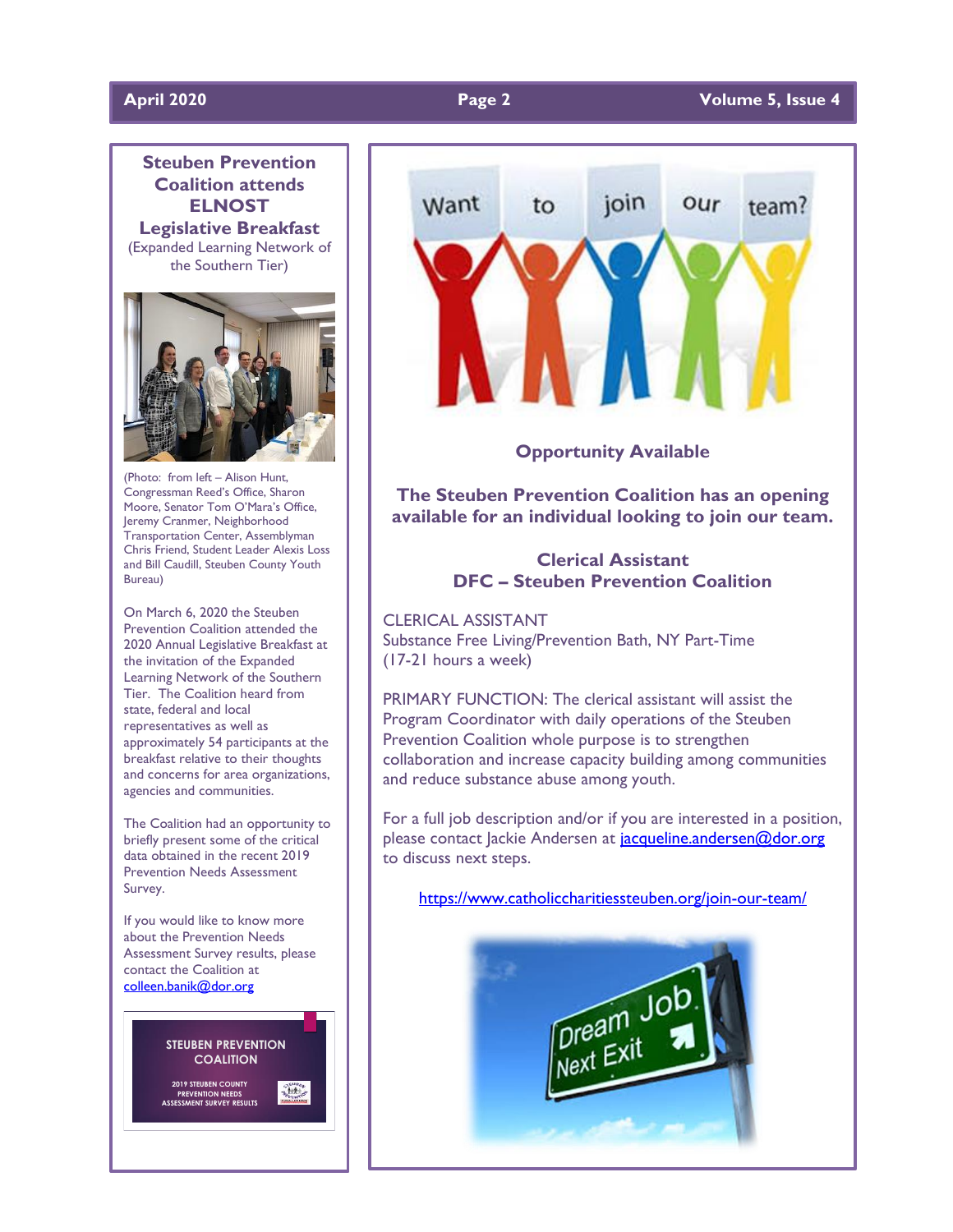## Steuben Prevention Coalition attends ELNOST Legislative Breakfast

(Expanded Learning Network of the Southern Tier)

(Photo: from left – Alison Hunt, Congressman Reed's Office, Sharon Moore, Senator Tom O'Mara's Office, Jeremy Cranmer, Neighborhood Transportation Center, Assemblyman Chris Friend, Student Leader Alexis Loss and Bill Caudill, Steuben County Youth Bureau)

On March 6, 2020 the Steuben Prevention Coalition attended the 2020 Annual Legislative Breakfast at the invitation of the Expanded Learning Network of the Southern Tier. The Coalition heard from state, federal and local representatives as well as approximately 54 participants at the breakfast relative to their thoughts and concerns for area organizations, agencies and communities.

The Coalition had an opportunity to briefly present some of the critical data obtained in the recent 2019 Prevention Needs Assessment Survey.

If you would like to know more about the Prevention Needs Assessment Survey results, please contact the Coalition at colleen.banik@dor.org

STEUBEN PREVENTION COALITION

2019 STEUBEN COUNTY PREVENTION NEEDS ASSESSMENT SURVEY RESULTS

## Opportunity Available

**The Steuben Prevention Coalition has an opening available for an individual looking to join our team.**

### Clerical Assistant
### DFC – Steuben Prevention Coalition

CLERICAL ASSISTANT
Substance Free Living/Prevention Bath, NY Part-Time
(17-21 hours a week)

PRIMARY FUNCTION: The clerical assistant will assist the Program Coordinator with daily operations of the Steuben Prevention Coalition whole purpose is to strengthen collaboration and increase capacity building among communities and reduce substance abuse among youth.

For a full job description and/or if you are interested in a position, please contact Jackie Andersen at jacqueline.andersen@dor.org to discuss next steps.

https://www.catholiccharitiessteuben.org/join-our-team/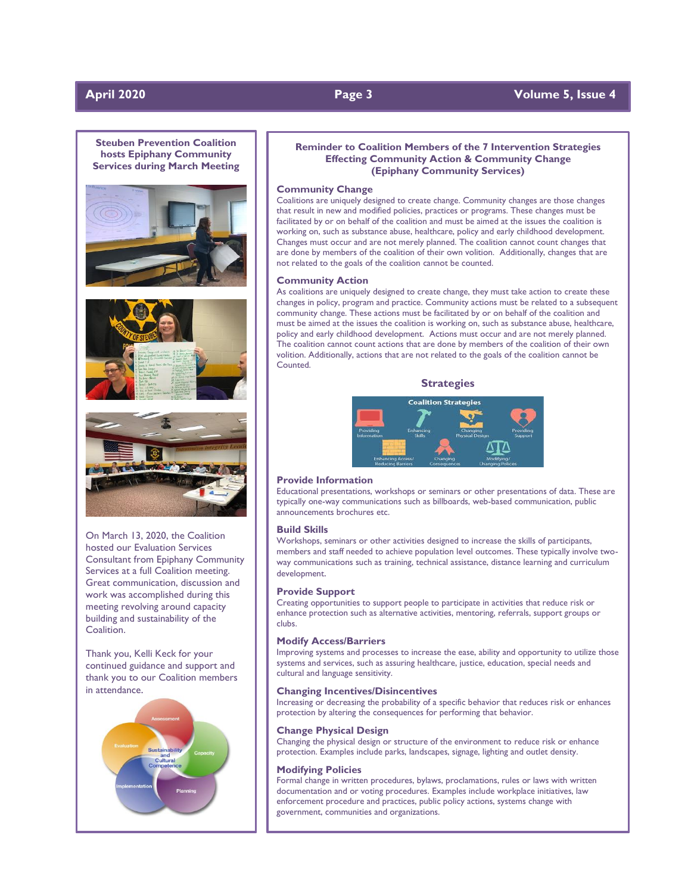## Steuben Prevention Coalition hosts Epiphany Community Services during March Meeting

On March 13, 2020, the Coalition hosted our Evaluation Services Consultant from Epiphany Community Services at a full Coalition meeting. Great communication, discussion and work was accomplished during this meeting revolving around capacity building and sustainability of the Coalition.

Thank you, Kelli Keck for your continued guidance and support and thank you to our Coalition members in attendance.

## Reminder to Coalition Members of the 7 Intervention Strategies Effecting Community Action & Community Change (Epiphany Community Services)

### Community Change

Coalitions are uniquely designed to create change. Community changes are those changes that result in new and modified policies, practices or programs. These changes must be facilitated by or on behalf of the coalition and must be aimed at the issues the coalition is working on, such as substance abuse, healthcare, policy and early childhood development. Changes must occur and are not merely planned. The coalition cannot count changes that are done by members of the coalition of their own volition. Additionally, changes that are not related to the goals of the coalition cannot be counted.

### Community Action

As coalitions are uniquely designed to create change, they must take action to create these changes in policy, program and practice. Community actions must be related to a subsequent community change. These actions must be facilitated by or on behalf of the coalition and must be aimed at the issues the coalition is working on, such as substance abuse, healthcare, policy and early childhood development. Actions must occur and are not merely planned. The coalition cannot count actions that are done by members of the coalition of their own volition. Additionally, actions that are not related to the goals of the coalition cannot be Counted.

### Strategies

### Provide Information

Educational presentations, workshops or seminars or other presentations of data. These are typically one-way communications such as billboards, web-based communication, public announcements brochures etc.

### Build Skills

Workshops, seminars or other activities designed to increase the skills of participants, members and staff needed to achieve population level outcomes. These typically involve two-way communications such as training, technical assistance, distance learning and curriculum development.

### Provide Support

Creating opportunities to support people to participate in activities that reduce risk or enhance protection such as alternative activities, mentoring, referrals, support groups or clubs.

### Modify Access/Barriers

Improving systems and processes to increase the ease, ability and opportunity to utilize those systems and services, such as assuring healthcare, justice, education, special needs and cultural and language sensitivity.

### Changing Incentives/Disincentives

Increasing or decreasing the probability of a specific behavior that reduces risk or enhances protection by altering the consequences for performing that behavior.

### Change Physical Design

Changing the physical design or structure of the environment to reduce risk or enhance protection. Examples include parks, landscapes, signage, lighting and outlet density.

### Modifying Policies

Formal change in written procedures, bylaws, proclamations, rules or laws with written documentation and or voting procedures. Examples include workplace initiatives, law enforcement procedure and practices, public policy actions, systems change with government, communities and organizations.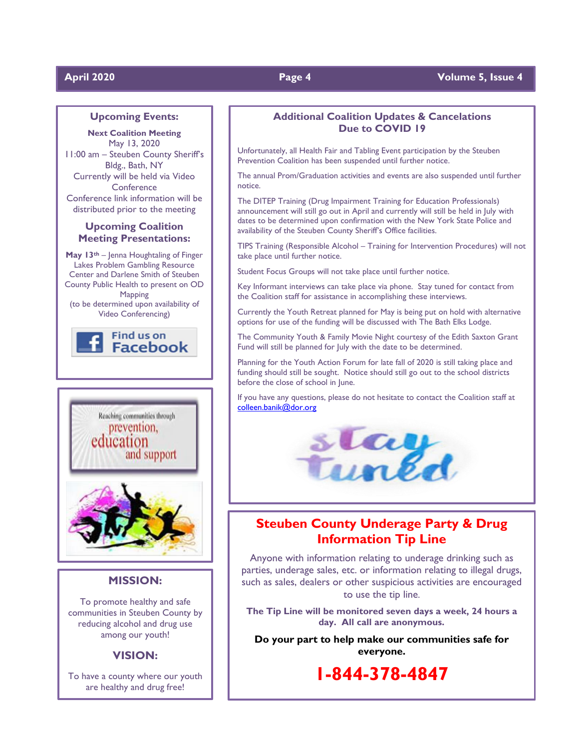## Upcoming Events:

**Next Coalition Meeting**
May 13, 2020
11:00 am – Steuben County Sheriff's Bldg., Bath, NY
Currently will be held via Video Conference
Conference link information will be distributed prior to the meeting

## Upcoming Coalition Meeting Presentations:

**May 13th** – Jenna Houghtaling of Finger Lakes Problem Gambling Resource Center and Darlene Smith of Steuben County Public Health to present on OD Mapping
(to be determined upon availability of Video Conferencing)

Find us on Facebook

Reaching communities through prevention, education and support

## MISSION:

To promote healthy and safe communities in Steuben County by reducing alcohol and drug use among our youth!

## VISION:

To have a county where our youth are healthy and drug free!

## Additional Coalition Updates & Cancelations Due to COVID 19

Unfortunately, all Health Fair and Tabling Event participation by the Steuben Prevention Coalition has been suspended until further notice.

The annual Prom/Graduation activities and events are also suspended until further notice.

The DITEP Training (Drug Impairment Training for Education Professionals) announcement will still go out in April and currently will still be held in July with dates to be determined upon confirmation with the New York State Police and availability of the Steuben County Sheriff's Office facilities.

TIPS Training (Responsible Alcohol – Training for Intervention Procedures) will not take place until further notice.

Student Focus Groups will not take place until further notice.

Key Informant interviews can take place via phone. Stay tuned for contact from the Coalition staff for assistance in accomplishing these interviews.

Currently the Youth Retreat planned for May is being put on hold with alternative options for use of the funding will be discussed with The Bath Elks Lodge.

The Community Youth & Family Movie Night courtesy of the Edith Saxton Grant Fund will still be planned for July with the date to be determined.

Planning for the Youth Action Forum for late fall of 2020 is still taking place and funding should still be sought. Notice should still go out to the school districts before the close of school in June.

If you have any questions, please do not hesitate to contact the Coalition staff at colleen.banik@dor.org

stay tuned

## Steuben County Underage Party & Drug Information Tip Line

Anyone with information relating to underage drinking such as parties, underage sales, etc. or information relating to illegal drugs, such as sales, dealers or other suspicious activities are encouraged to use the tip line.

**The Tip Line will be monitored seven days a week, 24 hours a day. All call are anonymous.**

**Do your part to help make our communities safe for everyone.**

**1-844-378-4847**